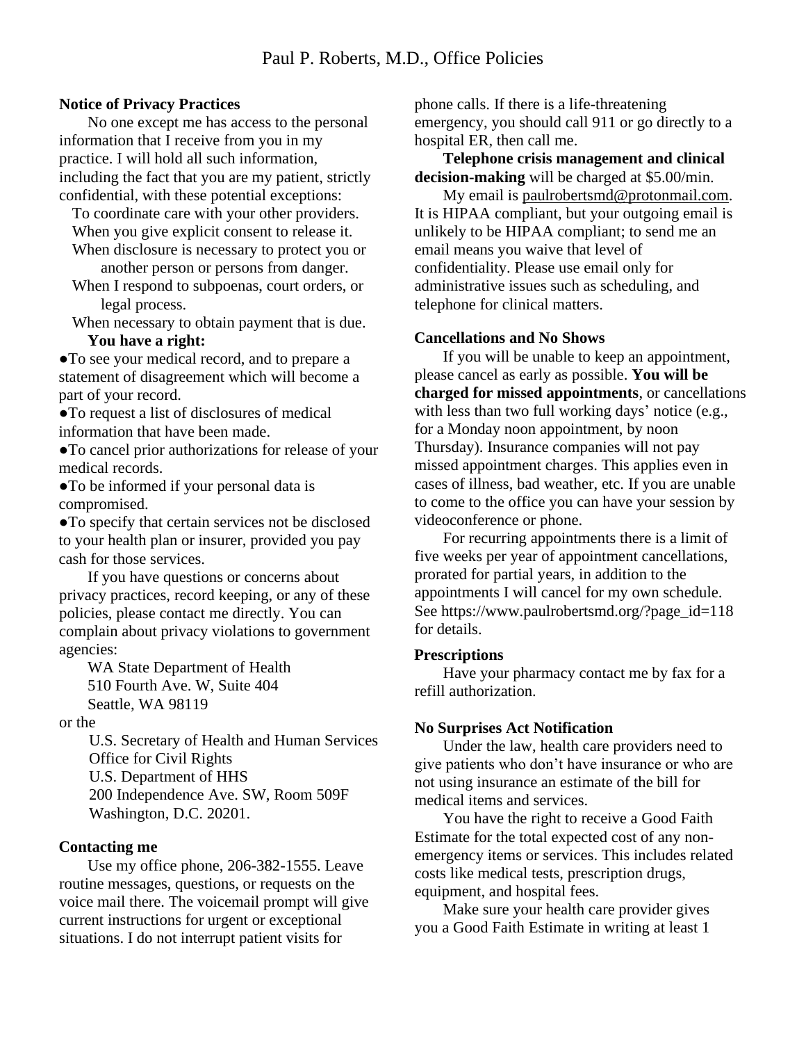# Paul P. Roberts, M.D., Office Policies

**Notice of Privacy Practices**

No one except me has access to the personal information that I receive from you in my practice. I will hold all such information, including the fact that you are my patient, strictly confidential, with these potential exceptions:

To coordinate care with your other providers.
When you give explicit consent to release it.
When disclosure is necessary to protect you or another person or persons from danger.
When I respond to subpoenas, court orders, or legal process.
When necessary to obtain payment that is due.

**You have a right:**

- To see your medical record, and to prepare a statement of disagreement which will become a part of your record.
- To request a list of disclosures of medical information that have been made.
- To cancel prior authorizations for release of your medical records.
- To be informed if your personal data is compromised.
- To specify that certain services not be disclosed to your health plan or insurer, provided you pay cash for those services.

If you have questions or concerns about privacy practices, record keeping, or any of these policies, please contact me directly. You can complain about privacy violations to government agencies:

WA State Department of Health
510 Fourth Ave. W, Suite 404
Seattle, WA 98119

or the

U.S. Secretary of Health and Human Services
Office for Civil Rights
U.S. Department of HHS
200 Independence Ave. SW, Room 509F
Washington, D.C. 20201.

**Contacting me**

Use my office phone, 206-382-1555. Leave routine messages, questions, or requests on the voice mail there. The voicemail prompt will give current instructions for urgent or exceptional situations. I do not interrupt patient visits for phone calls. If there is a life-threatening emergency, you should call 911 or go directly to a hospital ER, then call me.

**Telephone crisis management and clinical decision-making** will be charged at $5.00/min.

My email is paulrobertsmd@protonmail.com. It is HIPAA compliant, but your outgoing email is unlikely to be HIPAA compliant; to send me an email means you waive that level of confidentiality. Please use email only for administrative issues such as scheduling, and telephone for clinical matters.

**Cancellations and No Shows**

If you will be unable to keep an appointment, please cancel as early as possible. **You will be charged for missed appointments**, or cancellations with less than two full working days' notice (e.g., for a Monday noon appointment, by noon Thursday). Insurance companies will not pay missed appointment charges. This applies even in cases of illness, bad weather, etc. If you are unable to come to the office you can have your session by videoconference or phone.

For recurring appointments there is a limit of five weeks per year of appointment cancellations, prorated for partial years, in addition to the appointments I will cancel for my own schedule. See https://www.paulrobertsmd.org/?page_id=118 for details.

**Prescriptions**

Have your pharmacy contact me by fax for a refill authorization.

**No Surprises Act Notification**

Under the law, health care providers need to give patients who don't have insurance or who are not using insurance an estimate of the bill for medical items and services.

You have the right to receive a Good Faith Estimate for the total expected cost of any non-emergency items or services. This includes related costs like medical tests, prescription drugs, equipment, and hospital fees.

Make sure your health care provider gives you a Good Faith Estimate in writing at least 1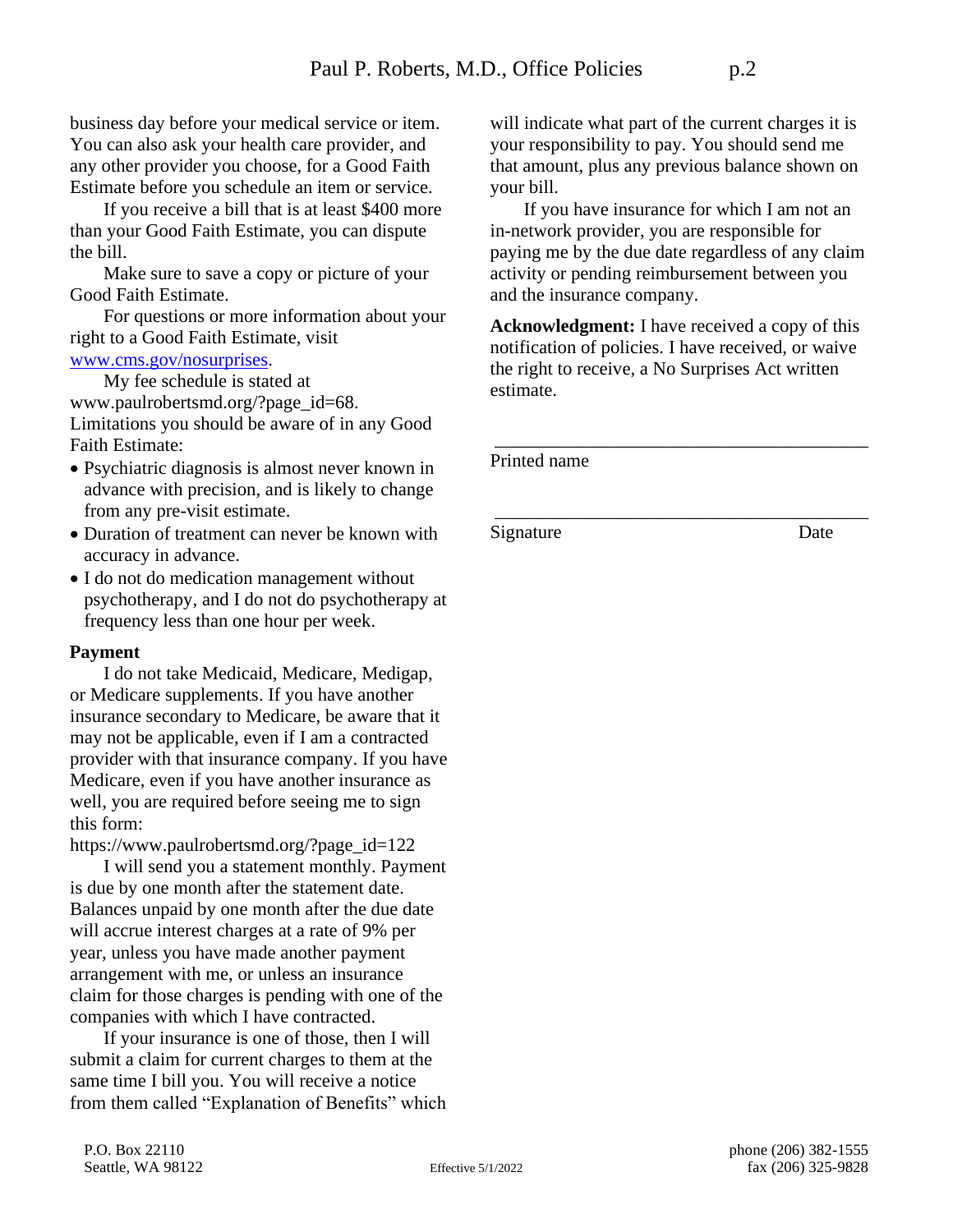business day before your medical service or item. You can also ask your health care provider, and any other provider you choose, for a Good Faith Estimate before you schedule an item or service.

If you receive a bill that is at least $400 more than your Good Faith Estimate, you can dispute the bill.

Make sure to save a copy or picture of your Good Faith Estimate.

For questions or more information about your right to a Good Faith Estimate, visit [www.cms.gov/nosurprises](http://www.cms.gov/nosurprises).

My fee schedule is stated at www.paulrobertsmd.org/?page_id=68. Limitations you should be aware of in any Good Faith Estimate:

- Psychiatric diagnosis is almost never known in advance with precision, and is likely to change from any pre-visit estimate.
- Duration of treatment can never be known with accuracy in advance.
- I do not do medication management without psychotherapy, and I do not do psychotherapy at frequency less than one hour per week.

**Payment**

I do not take Medicaid, Medicare, Medigap, or Medicare supplements. If you have another insurance secondary to Medicare, be aware that it may not be applicable, even if I am a contracted provider with that insurance company. If you have Medicare, even if you have another insurance as well, you are required before seeing me to sign this form: https://www.paulrobertsmd.org/?page_id=122

I will send you a statement monthly. Payment is due by one month after the statement date. Balances unpaid by one month after the due date will accrue interest charges at a rate of 9% per year, unless you have made another payment arrangement with me, or unless an insurance claim for those charges is pending with one of the companies with which I have contracted.

If your insurance is one of those, then I will submit a claim for current charges to them at the same time I bill you. You will receive a notice from them called "Explanation of Benefits" which will indicate what part of the current charges it is your responsibility to pay. You should send me that amount, plus any previous balance shown on your bill.

If you have insurance for which I am not an in-network provider, you are responsible for paying me by the due date regardless of any claim activity or pending reimbursement between you and the insurance company.

**Acknowledgment:** I have received a copy of this notification of policies. I have received, or waive the right to receive, a No Surprises Act written estimate.

\_\_\_\_\_\_\_\_\_\_\_\_\_\_\_\_\_\_\_\_\_\_\_\_\_\_\_\_\_\_\_\_\_\_\_\_\_\_\_\_

Printed name

\_\_\_\_\_\_\_\_\_\_\_\_\_\_\_\_\_\_\_\_\_\_\_\_\_\_\_\_\_\_\_\_\_\_\_\_\_\_\_\_

Signature Date

P.O. Box 22110
Seattle, WA 98122

Effective 5/1/2022

phone (206) 382-1555
fax (206) 325-9828